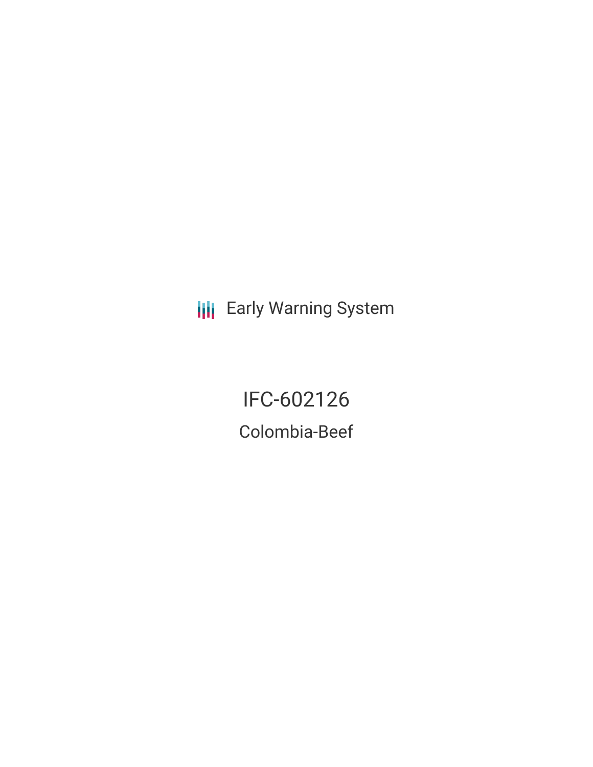Early Warning System

# IFC-602126

## Colombia-Beef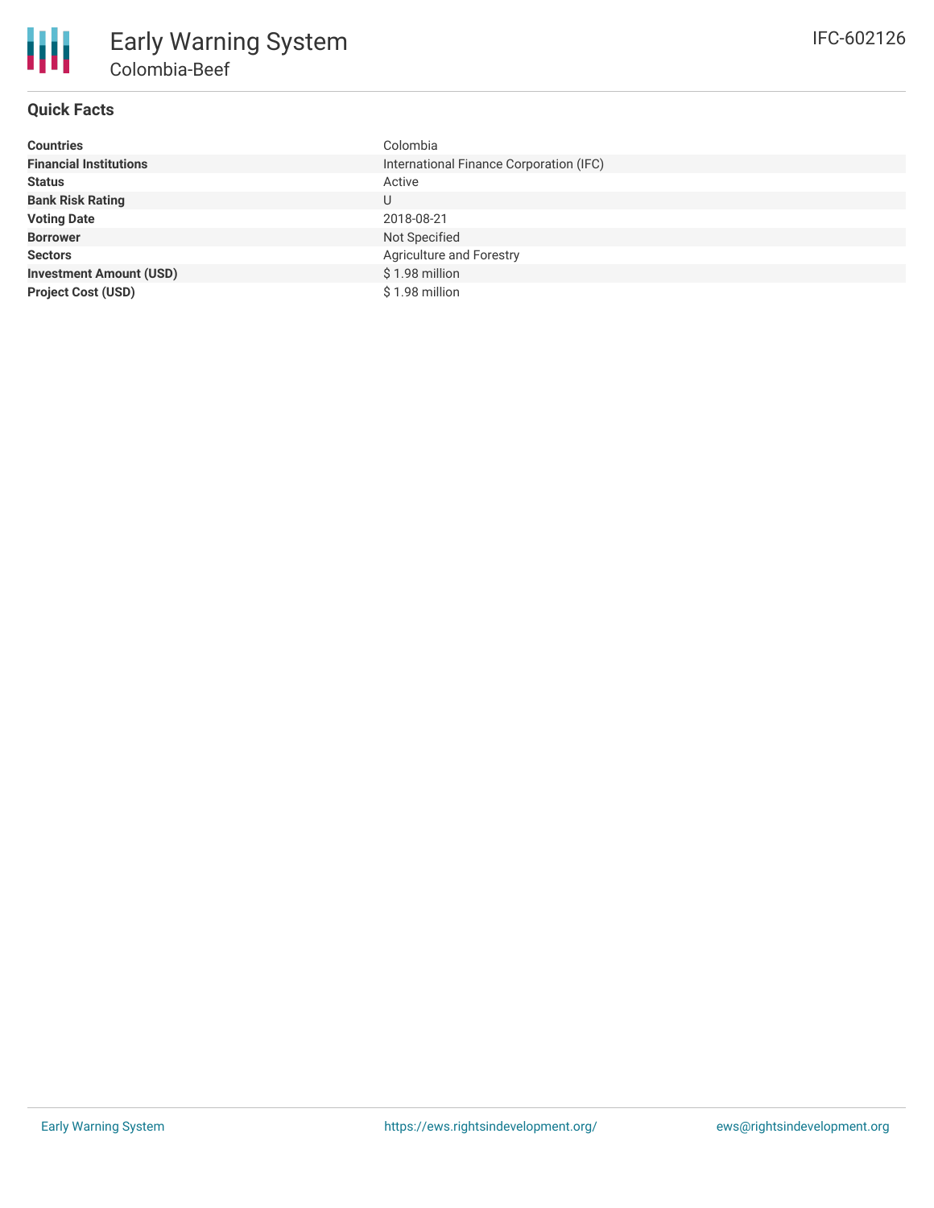# Early Warning System

## Colombia-Beef

IFC-602126

### Quick Facts

| | |
|---|---|
| **Countries** | Colombia |
| **Financial Institutions** | International Finance Corporation (IFC) |
| **Status** | Active |
| **Bank Risk Rating** | U |
| **Voting Date** | 2018-08-21 |
| **Borrower** | Not Specified |
| **Sectors** | Agriculture and Forestry |
| **Investment Amount (USD)** | $ 1.98 million |
| **Project Cost (USD)** | $ 1.98 million |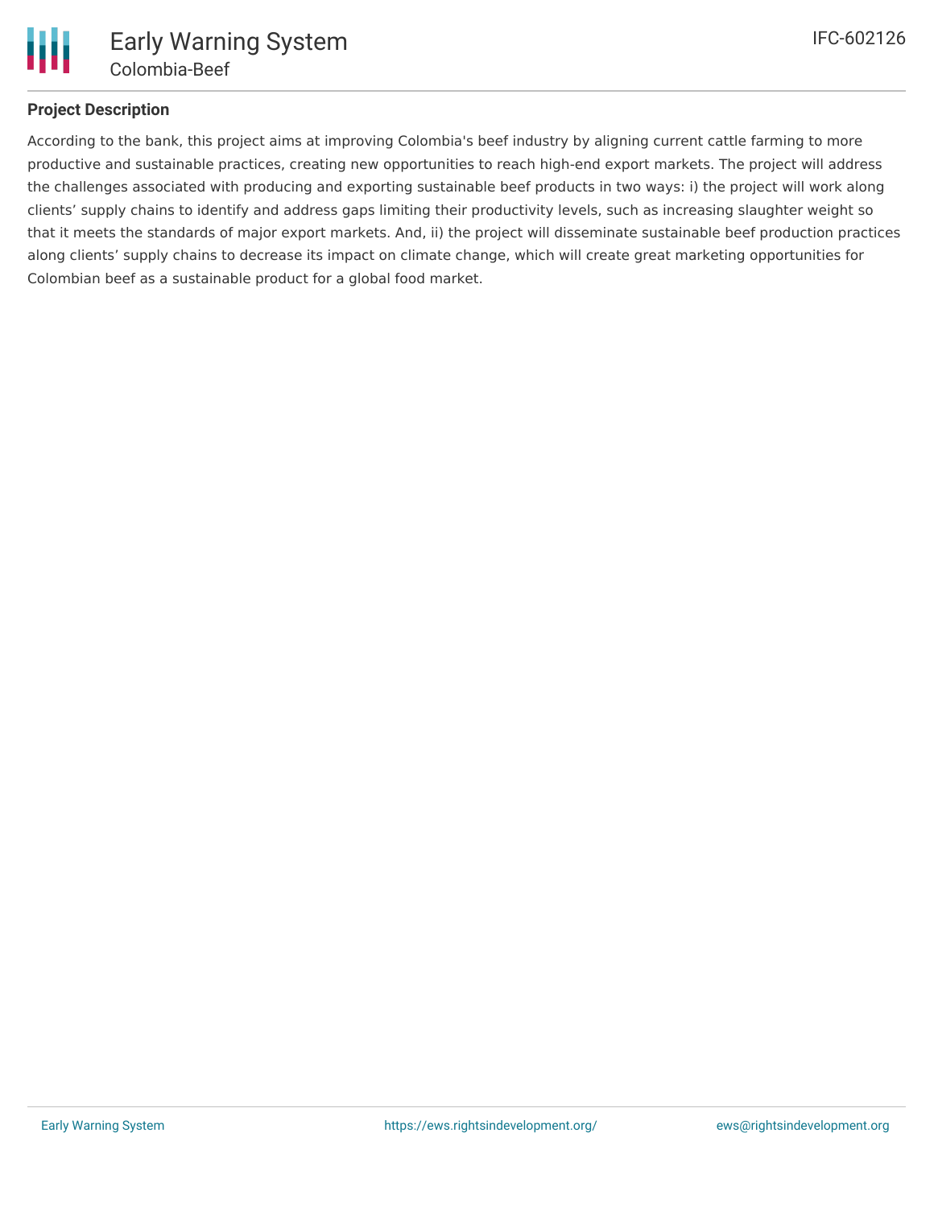## Project Description

According to the bank, this project aims at improving Colombia's beef industry by aligning current cattle farming to more productive and sustainable practices, creating new opportunities to reach high-end export markets. The project will address the challenges associated with producing and exporting sustainable beef products in two ways: i) the project will work along clients’ supply chains to identify and address gaps limiting their productivity levels, such as increasing slaughter weight so that it meets the standards of major export markets. And, ii) the project will disseminate sustainable beef production practices along clients’ supply chains to decrease its impact on climate change, which will create great marketing opportunities for Colombian beef as a sustainable product for a global food market.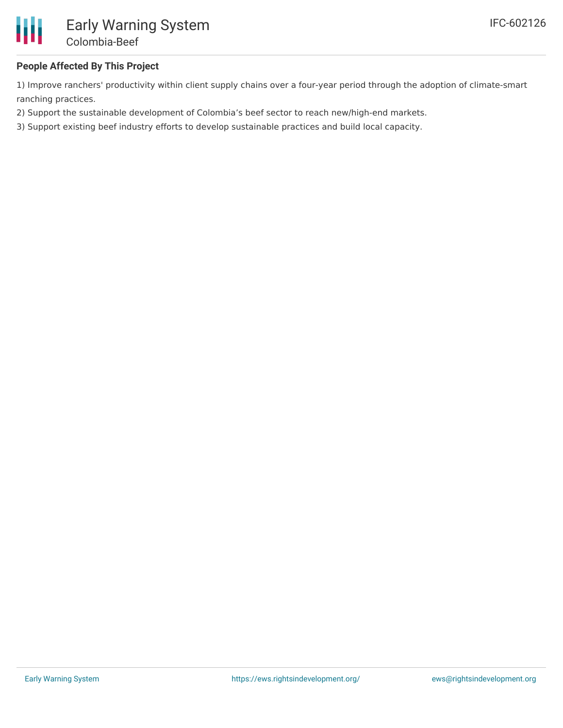## People Affected By This Project

1) Improve ranchers' productivity within client supply chains over a four-year period through the adoption of climate-smart ranching practices.
2) Support the sustainable development of Colombia’s beef sector to reach new/high-end markets.
3) Support existing beef industry efforts to develop sustainable practices and build local capacity.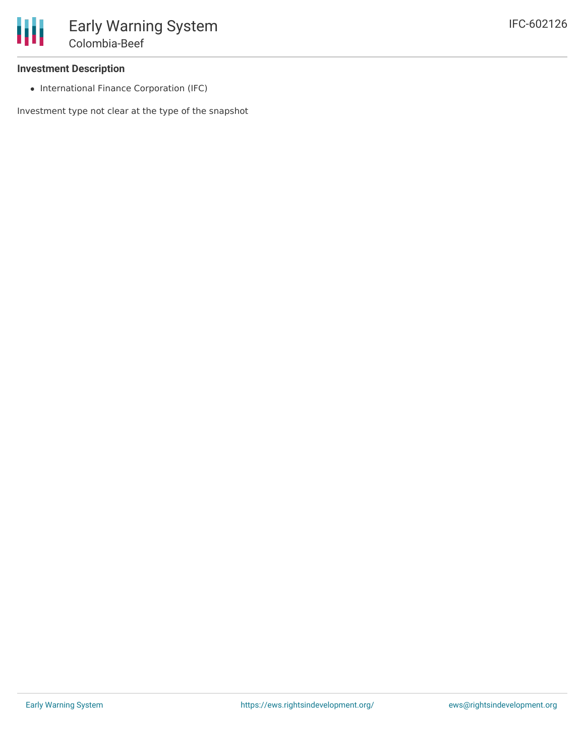### Investment Description

- International Finance Corporation (IFC)

Investment type not clear at the type of the snapshot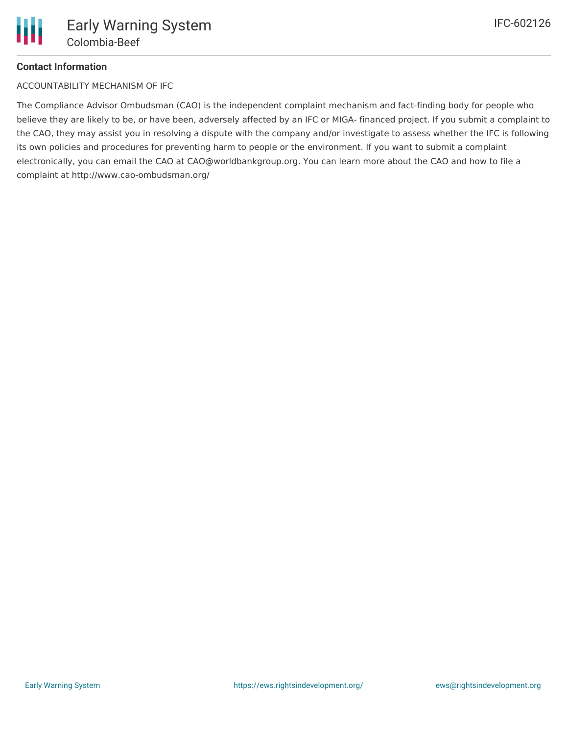**Contact Information**

ACCOUNTABILITY MECHANISM OF IFC

The Compliance Advisor Ombudsman (CAO) is the independent complaint mechanism and fact-finding body for people who believe they are likely to be, or have been, adversely affected by an IFC or MIGA- financed project. If you submit a complaint to the CAO, they may assist you in resolving a dispute with the company and/or investigate to assess whether the IFC is following its own policies and procedures for preventing harm to people or the environment. If you want to submit a complaint electronically, you can email the CAO at CAO@worldbankgroup.org. You can learn more about the CAO and how to file a complaint at http://www.cao-ombudsman.org/